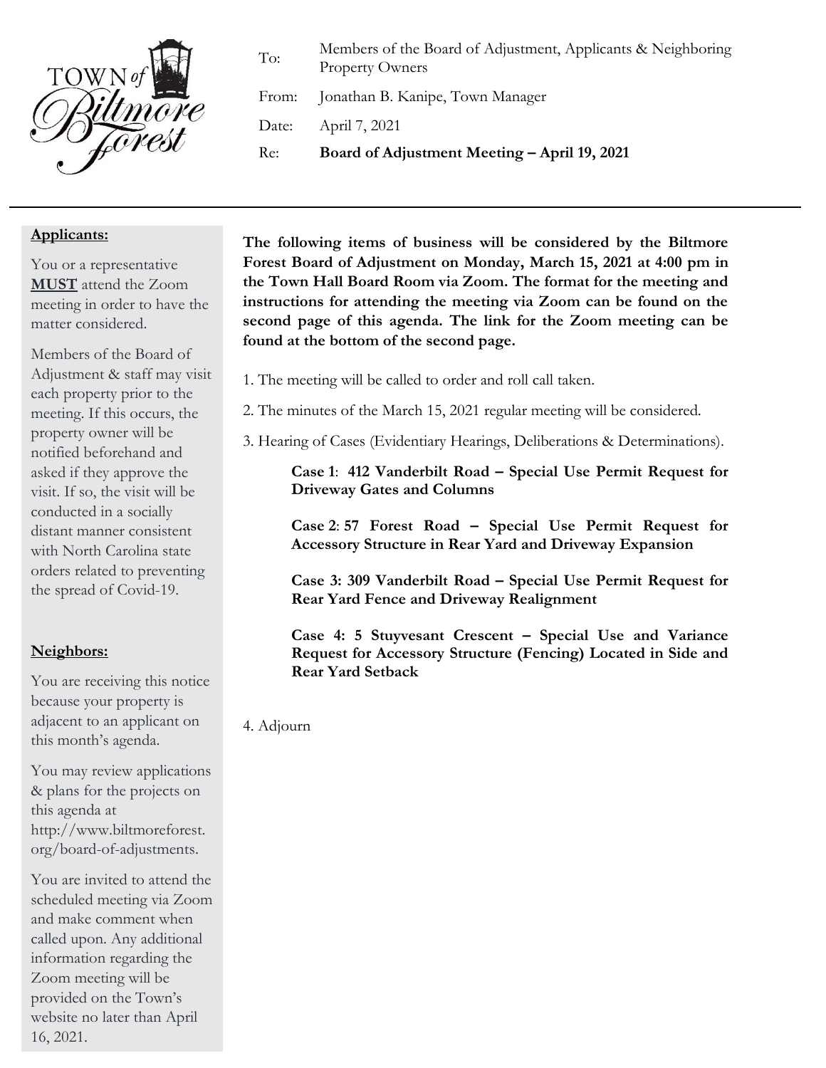TOWN of Biltmore Forest

| | |
|---|---|
| To: | Members of the Board of Adjustment, Applicants & Neighboring Property Owners |
| From: | Jonathan B. Kanipe, Town Manager |
| Date: | April 7, 2021 |
| Re: | **Board of Adjustment Meeting – April 19, 2021** |

---

**Applicants:**

You or a representative **MUST** attend the Zoom meeting in order to have the matter considered.

Members of the Board of Adjustment & staff may visit each property prior to the meeting. If this occurs, the property owner will be notified beforehand and asked if they approve the visit. If so, the visit will be conducted in a socially distant manner consistent with North Carolina state orders related to preventing the spread of Covid-19.

**Neighbors:**

You are receiving this notice because your property is adjacent to an applicant on this month's agenda.

You may review applications & plans for the projects on this agenda at http://www.biltmoreforest.org/board-of-adjustments.

You are invited to attend the scheduled meeting via Zoom and make comment when called upon. Any additional information regarding the Zoom meeting will be provided on the Town's website no later than April 16, 2021.

**The following items of business will be considered by the Biltmore Forest Board of Adjustment on Monday, March 15, 2021 at 4:00 pm in the Town Hall Board Room via Zoom. The format for the meeting and instructions for attending the meeting via Zoom can be found on the second page of this agenda. The link for the Zoom meeting can be found at the bottom of the second page.**

1. The meeting will be called to order and roll call taken.

2. The minutes of the March 15, 2021 regular meeting will be considered.

3. Hearing of Cases (Evidentiary Hearings, Deliberations & Determinations).

   **Case 1: 412 Vanderbilt Road – Special Use Permit Request for Driveway Gates and Columns**

   **Case 2: 57 Forest Road – Special Use Permit Request for Accessory Structure in Rear Yard and Driveway Expansion**

   **Case 3: 309 Vanderbilt Road – Special Use Permit Request for Rear Yard Fence and Driveway Realignment**

   **Case 4: 5 Stuyvesant Crescent – Special Use and Variance Request for Accessory Structure (Fencing) Located in Side and Rear Yard Setback**

4. Adjourn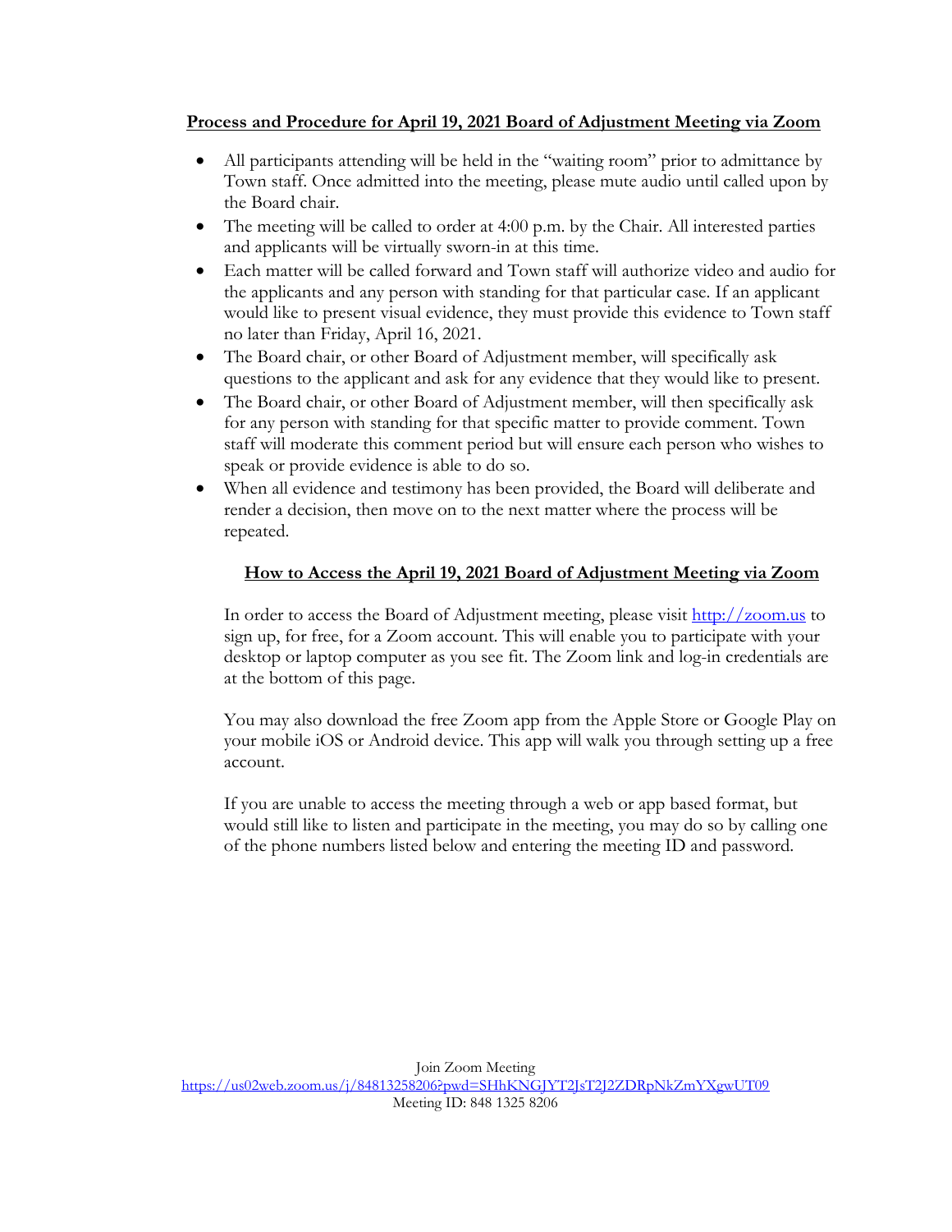## Process and Procedure for April 19, 2021 Board of Adjustment Meeting via Zoom

- All participants attending will be held in the "waiting room" prior to admittance by Town staff. Once admitted into the meeting, please mute audio until called upon by the Board chair.
- The meeting will be called to order at 4:00 p.m. by the Chair. All interested parties and applicants will be virtually sworn-in at this time.
- Each matter will be called forward and Town staff will authorize video and audio for the applicants and any person with standing for that particular case. If an applicant would like to present visual evidence, they must provide this evidence to Town staff no later than Friday, April 16, 2021.
- The Board chair, or other Board of Adjustment member, will specifically ask questions to the applicant and ask for any evidence that they would like to present.
- The Board chair, or other Board of Adjustment member, will then specifically ask for any person with standing for that specific matter to provide comment. Town staff will moderate this comment period but will ensure each person who wishes to speak or provide evidence is able to do so.
- When all evidence and testimony has been provided, the Board will deliberate and render a decision, then move on to the next matter where the process will be repeated.

## How to Access the April 19, 2021 Board of Adjustment Meeting via Zoom

In order to access the Board of Adjustment meeting, please visit [http://zoom.us](http://zoom.us) to sign up, for free, for a Zoom account. This will enable you to participate with your desktop or laptop computer as you see fit. The Zoom link and log-in credentials are at the bottom of this page.

You may also download the free Zoom app from the Apple Store or Google Play on your mobile iOS or Android device. This app will walk you through setting up a free account.

If you are unable to access the meeting through a web or app based format, but would still like to listen and participate in the meeting, you may do so by calling one of the phone numbers listed below and entering the meeting ID and password.

Join Zoom Meeting
[https://us02web.zoom.us/j/84813258206?pwd=SHhKNGJYT2JsT2J2ZDRpNkZmYXgwUT09](https://us02web.zoom.us/j/84813258206?pwd=SHhKNGJYT2JsT2J2ZDRpNkZmYXgwUT09)
Meeting ID: 848 1325 8206